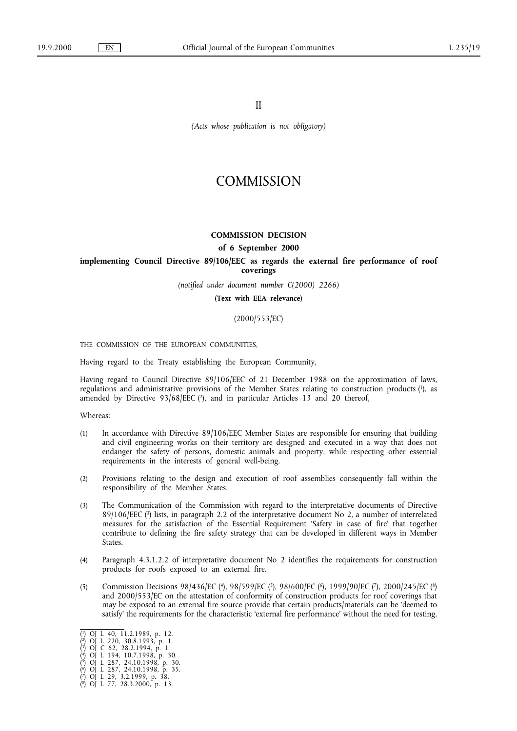II

*(Acts whose publication is not obligatory)*

# COMMISSION

## COMMISSION DECISION

### of 6 September 2000

### implementing Council Directive 89/106/EEC as regards the external fire performance of roof coverings

*(notified under document number C(2000) 2266)*

**(Text with EEA relevance)**

(2000/553/EC)

THE COMMISSION OF THE EUROPEAN COMMUNITIES,

Having regard to the Treaty establishing the European Community,

Having regard to Council Directive 89/106/EEC of 21 December 1988 on the approximation of laws, regulations and administrative provisions of the Member States relating to construction products [1], as amended by Directive 93/68/EEC [2], and in particular Articles 13 and 20 thereof,

Whereas:

(1) In accordance with Directive 89/106/EEC Member States are responsible for ensuring that building and civil engineering works on their territory are designed and executed in a way that does not endanger the safety of persons, domestic animals and property, while respecting other essential requirements in the interests of general well-being.

(2) Provisions relating to the design and execution of roof assemblies consequently fall within the responsibility of the Member States.

(3) The Communication of the Commission with regard to the interpretative documents of Directive 89/106/EEC [3] lists, in paragraph 2.2 of the interpretative document No 2, a number of interrelated measures for the satisfaction of the Essential Requirement 'Safety in case of fire' that together contribute to defining the fire safety strategy that can be developed in different ways in Member States.

(4) Paragraph 4.3.1.2.2 of interpretative document No 2 identifies the requirements for construction products for roofs exposed to an external fire.

(5) Commission Decisions 98/436/EC [4], 98/599/EC [5], 98/600/EC [6], 1999/90/EC [7], 2000/245/EC [8] and 2000/553/EC on the attestation of conformity of construction products for roof coverings that may be exposed to an external fire source provide that certain products/materials can be 'deemed to satisfy' the requirements for the characteristic 'external fire performance' without the need for testing.

---

[1] OJ L 40, 11.2.1989, p. 12.
[2] OJ L 220, 30.8.1993, p. 1.
[3] OJ C 62, 28.2.1994, p. 1.
[4] OJ L 194, 10.7.1998, p. 30.
[5] OJ L 287, 24.10.1998, p. 30.
[6] OJ L 287, 24.10.1998, p. 35.
[7] OJ L 29, 3.2.1999, p. 38.
[8] OJ L 77, 28.3.2000, p. 13.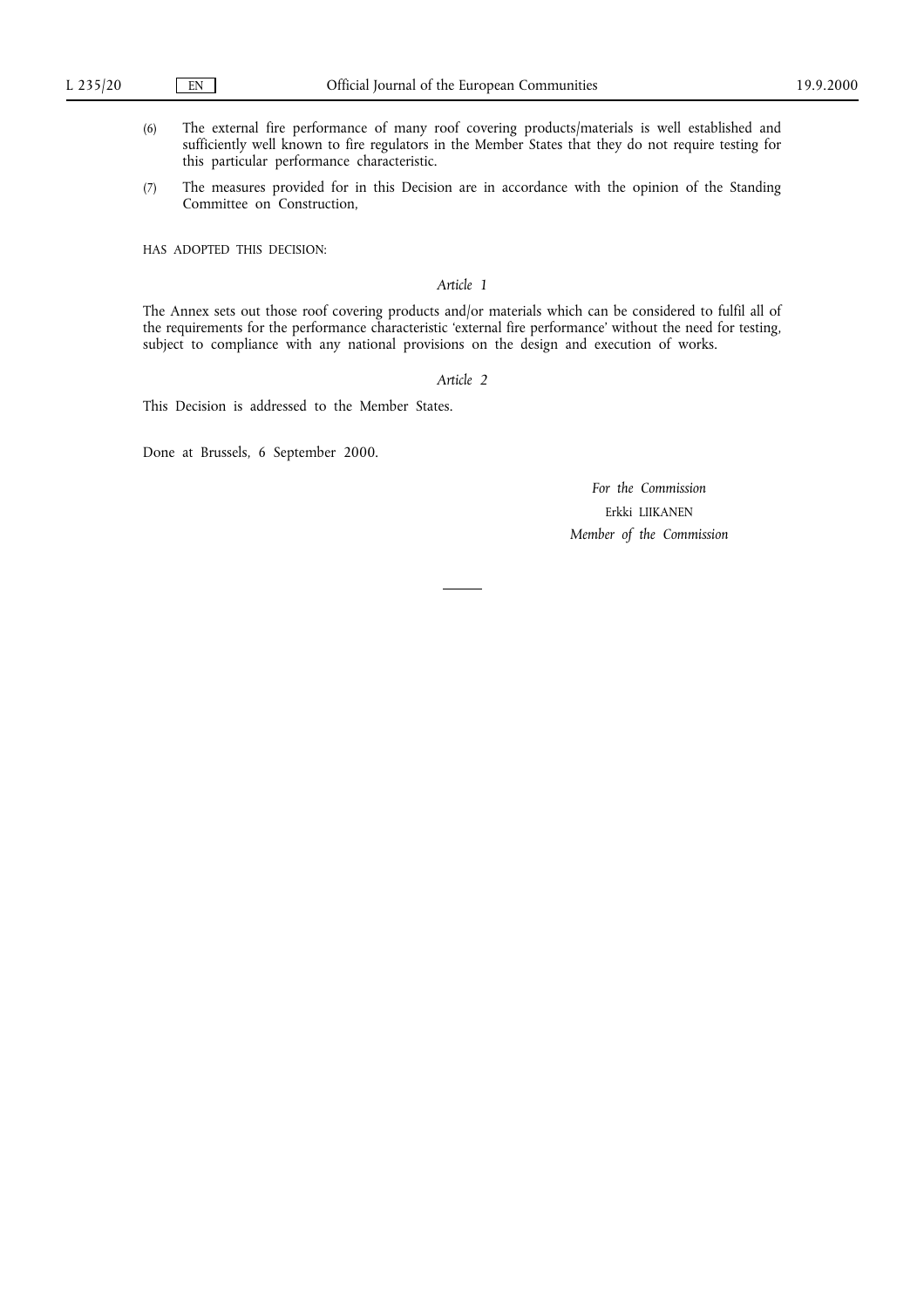(6) The external fire performance of many roof covering products/materials is well established and sufficiently well known to fire regulators in the Member States that they do not require testing for this particular performance characteristic.

(7) The measures provided for in this Decision are in accordance with the opinion of the Standing Committee on Construction,

HAS ADOPTED THIS DECISION:

*Article 1*

The Annex sets out those roof covering products and/or materials which can be considered to fulfil all of the requirements for the performance characteristic 'external fire performance' without the need for testing, subject to compliance with any national provisions on the design and execution of works.

*Article 2*

This Decision is addressed to the Member States.

Done at Brussels, 6 September 2000.

*For the Commission*

Erkki LIIKANEN

*Member of the Commission*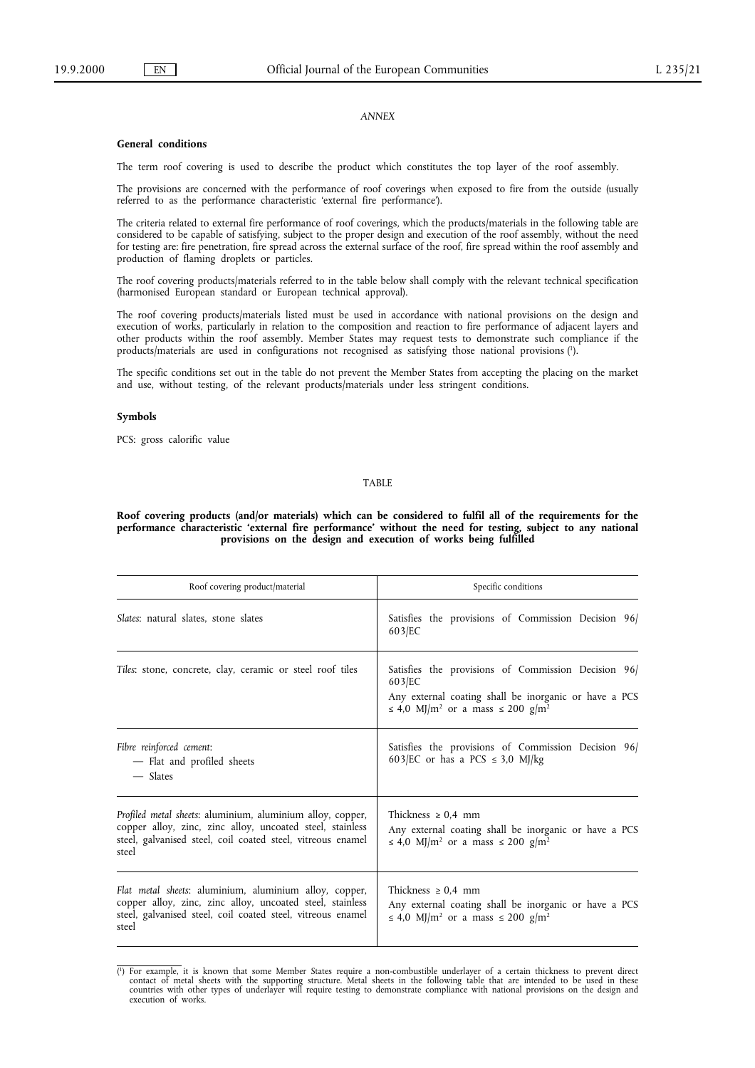*ANNEX*

**General conditions**

The term roof covering is used to describe the product which constitutes the top layer of the roof assembly.

The provisions are concerned with the performance of roof coverings when exposed to fire from the outside (usually referred to as the performance characteristic 'external fire performance').

The criteria related to external fire performance of roof coverings, which the products/materials in the following table are considered to be capable of satisfying, subject to the proper design and execution of the roof assembly, without the need for testing are: fire penetration, fire spread across the external surface of the roof, fire spread within the roof assembly and production of flaming droplets or particles.

The roof covering products/materials referred to in the table below shall comply with the relevant technical specification (harmonised European standard or European technical approval).

The roof covering products/materials listed must be used in accordance with national provisions on the design and execution of works, particularly in relation to the composition and reaction to fire performance of adjacent layers and other products within the roof assembly. Member States may request tests to demonstrate such compliance if the products/materials are used in configurations not recognised as satisfying those national provisions [1].

The specific conditions set out in the table do not prevent the Member States from accepting the placing on the market and use, without testing, of the relevant products/materials under less stringent conditions.

**Symbols**

PCS: gross calorific value

TABLE

**Roof covering products (and/or materials) which can be considered to fulfil all of the requirements for the performance characteristic 'external fire performance' without the need for testing, subject to any national provisions on the design and execution of works being fulfilled**

| Roof covering product/material | Specific conditions |
|---|---|
| *Slates*: natural slates, stone slates | Satisfies the provisions of Commission Decision 96/603/EC |
| *Tiles*: stone, concrete, clay, ceramic or steel roof tiles | Satisfies the provisions of Commission Decision 96/603/EC<br>Any external coating shall be inorganic or have a PCS ≤ 4,0 MJ/m² or a mass ≤ 200 g/m² |
| *Fibre reinforced cement*:<br>— Flat and profiled sheets<br>— Slates | Satisfies the provisions of Commission Decision 96/603/EC or has a PCS ≤ 3,0 MJ/kg |
| *Profiled metal sheets*: aluminium, aluminium alloy, copper, copper alloy, zinc, zinc alloy, uncoated steel, stainless steel, galvanised steel, coil coated steel, vitreous enamel steel | Thickness ≥ 0,4 mm<br>Any external coating shall be inorganic or have a PCS ≤ 4,0 MJ/m² or a mass ≤ 200 g/m² |
| *Flat metal sheets*: aluminium, aluminium alloy, copper, copper alloy, zinc, zinc alloy, uncoated steel, stainless steel, galvanised steel, coil coated steel, vitreous enamel steel | Thickness ≥ 0,4 mm<br>Any external coating shall be inorganic or have a PCS ≤ 4,0 MJ/m² or a mass ≤ 200 g/m² |

[1] For example, it is known that some Member States require a non-combustible underlayer of a certain thickness to prevent direct contact of metal sheets with the supporting structure. Metal sheets in the following table that are intended to be used in these countries with other types of underlayer will require testing to demonstrate compliance with national provisions on the design and execution of works.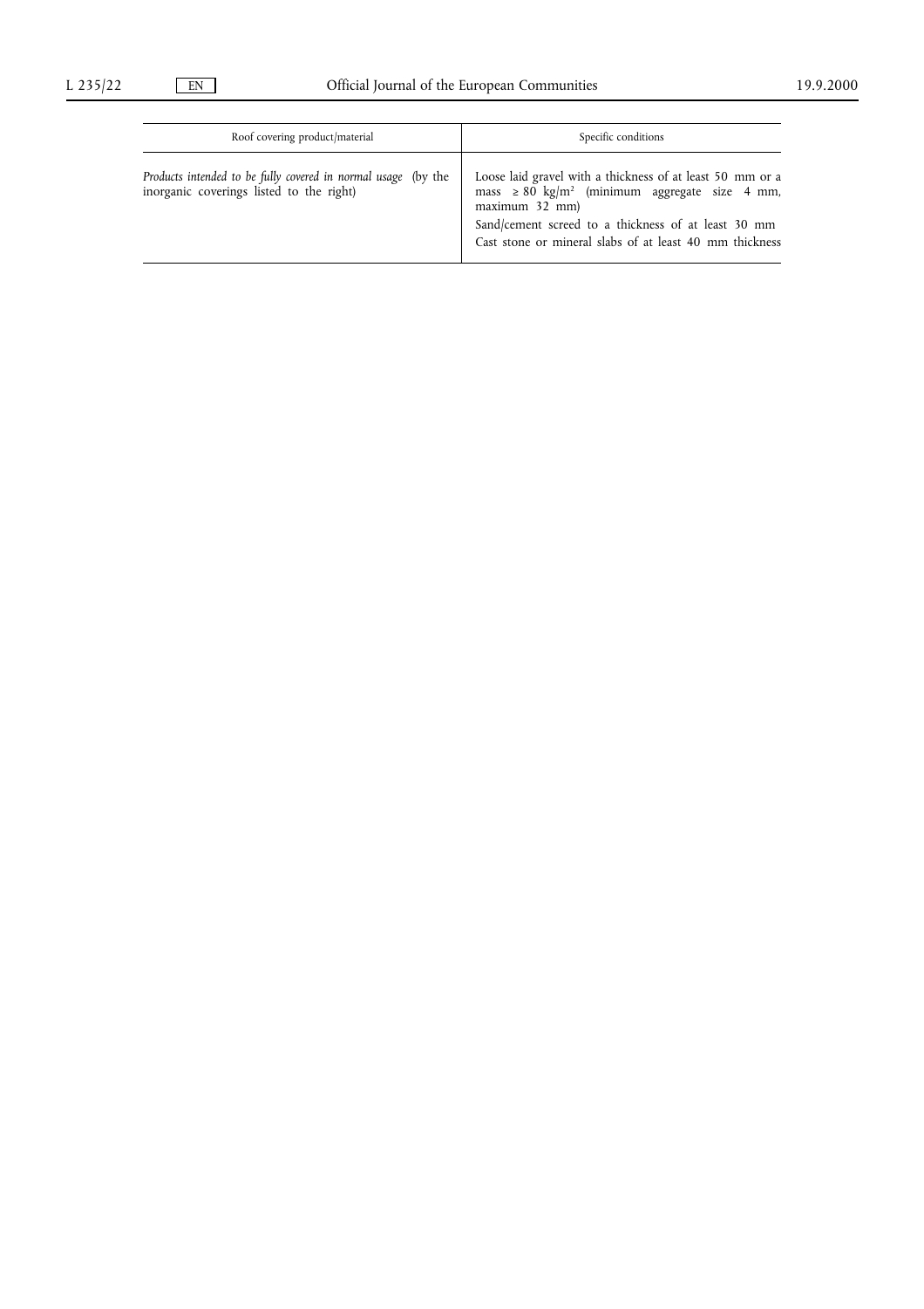| Roof covering product/material | Specific conditions |
|---|---|
| *Products intended to be fully covered in normal usage* (by the inorganic coverings listed to the right) | Loose laid gravel with a thickness of at least 50 mm or a mass ≥ 80 kg/m$^2$ (minimum aggregate size 4 mm, maximum 32 mm)<br>Sand/cement screed to a thickness of at least 30 mm<br>Cast stone or mineral slabs of at least 40 mm thickness |